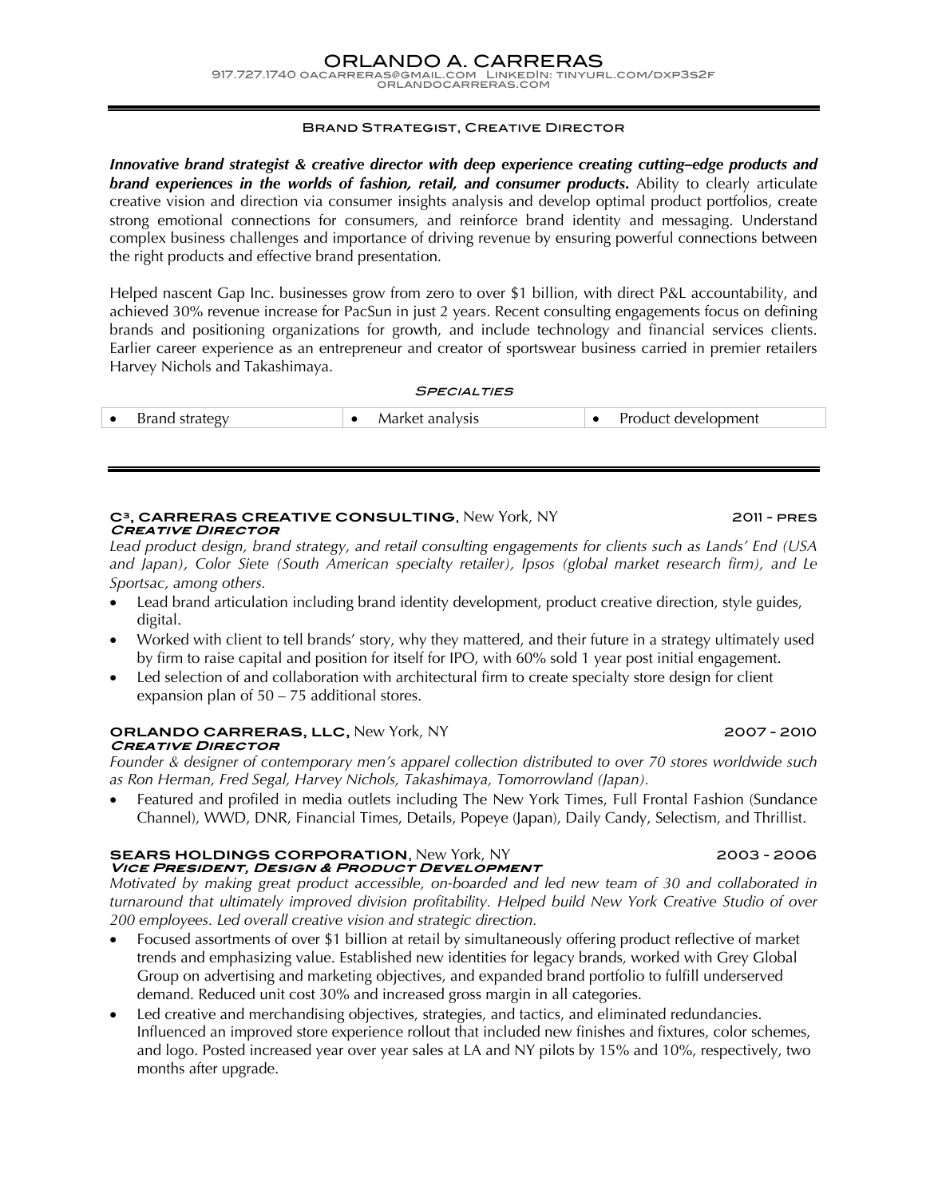# ORLANDO A. CARRERAS

917.727.1740 OACARRERAS@GMAIL.COM LINKEDIN: TINYURL.COM/DXP3S2F
ORLANDOCARRERAS.COM

---

## Brand Strategist, Creative Director

***Innovative brand strategist & creative director with deep experience creating cutting–edge products and brand experiences in the worlds of fashion, retail, and consumer products.*** Ability to clearly articulate creative vision and direction via consumer insights analysis and develop optimal product portfolios, create strong emotional connections for consumers, and reinforce brand identity and messaging. Understand complex business challenges and importance of driving revenue by ensuring powerful connections between the right products and effective brand presentation.

Helped nascent Gap Inc. businesses grow from zero to over $1 billion, with direct P&L accountability, and achieved 30% revenue increase for PacSun in just 2 years. Recent consulting engagements focus on defining brands and positioning organizations for growth, and include technology and financial services clients. Earlier career experience as an entrepreneur and creator of sportswear business carried in premier retailers Harvey Nichols and Takashimaya.

### *Specialties*

| • Brand strategy | • Market analysis | • Product development |
|---|---|---|

---

**C³, CARRERAS CREATIVE CONSULTING**, New York, NY — 2011 - PRES
***Creative Director***

*Lead product design, brand strategy, and retail consulting engagements for clients such as Lands' End (USA and Japan), Color Siete (South American specialty retailer), Ipsos (global market research firm), and Le Sportsac, among others.*

- Lead brand articulation including brand identity development, product creative direction, style guides, digital.
- Worked with client to tell brands' story, why they mattered, and their future in a strategy ultimately used by firm to raise capital and position for itself for IPO, with 60% sold 1 year post initial engagement.
- Led selection of and collaboration with architectural firm to create specialty store design for client expansion plan of 50 – 75 additional stores.

**ORLANDO CARRERAS, LLC,** New York, NY — 2007 - 2010
***Creative Director***

*Founder & designer of contemporary men's apparel collection distributed to over 70 stores worldwide such as Ron Herman, Fred Segal, Harvey Nichols, Takashimaya, Tomorrowland (Japan).*

- Featured and profiled in media outlets including The New York Times, Full Frontal Fashion (Sundance Channel), WWD, DNR, Financial Times, Details, Popeye (Japan), Daily Candy, Selectism, and Thrillist.

**SEARS HOLDINGS CORPORATION**, New York, NY — 2003 - 2006
***Vice President, Design & Product Development***

*Motivated by making great product accessible, on-boarded and led new team of 30 and collaborated in turnaround that ultimately improved division profitability. Helped build New York Creative Studio of over 200 employees. Led overall creative vision and strategic direction.*

- Focused assortments of over $1 billion at retail by simultaneously offering product reflective of market trends and emphasizing value. Established new identities for legacy brands, worked with Grey Global Group on advertising and marketing objectives, and expanded brand portfolio to fulfill underserved demand. Reduced unit cost 30% and increased gross margin in all categories.
- Led creative and merchandising objectives, strategies, and tactics, and eliminated redundancies. Influenced an improved store experience rollout that included new finishes and fixtures, color schemes, and logo. Posted increased year over year sales at LA and NY pilots by 15% and 10%, respectively, two months after upgrade.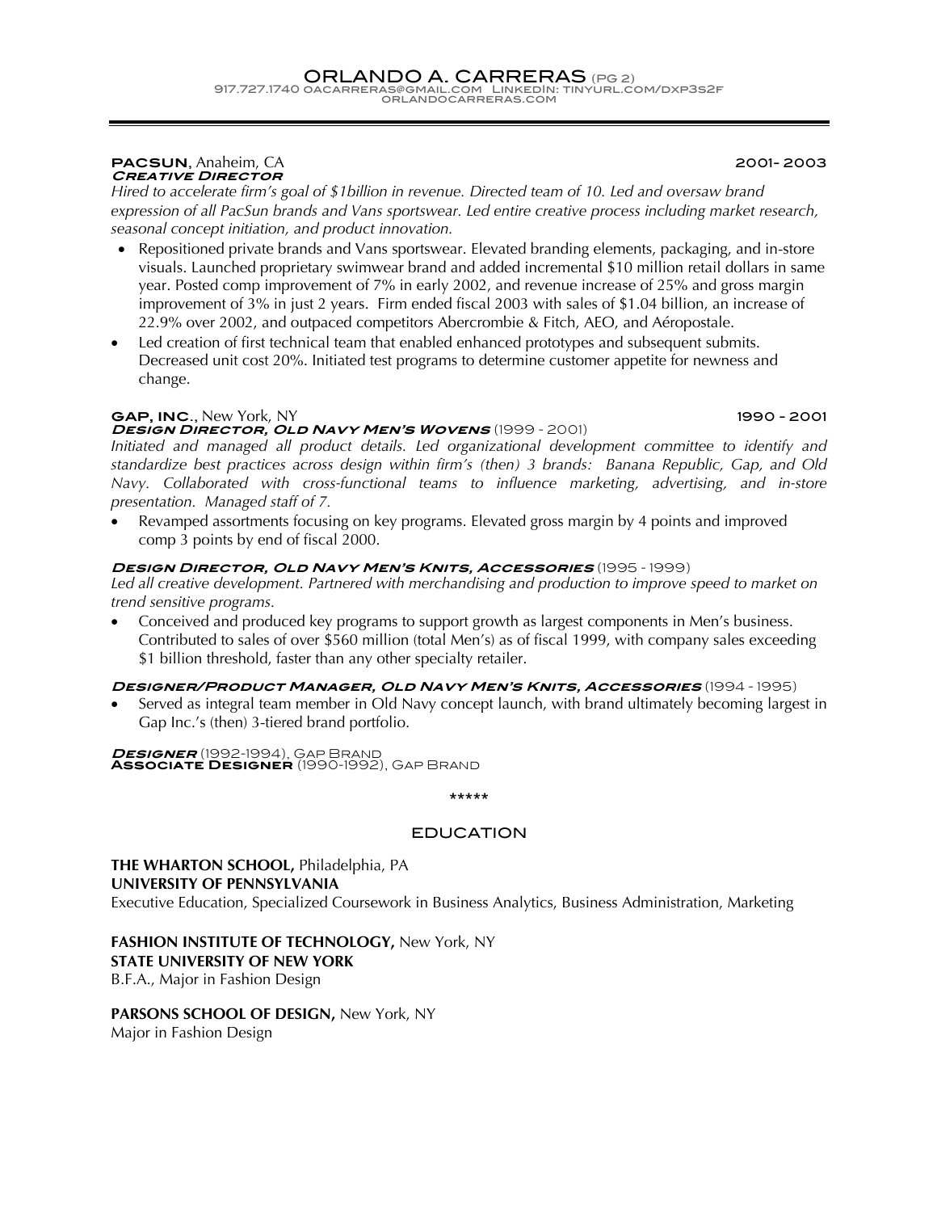**PACSUN**, Anaheim, CA 2001- 2003
***Creative Director***
*Hired to accelerate firm's goal of $1billion in revenue. Directed team of 10. Led and oversaw brand expression of all PacSun brands and Vans sportswear. Led entire creative process including market research, seasonal concept initiation, and product innovation.*

- Repositioned private brands and Vans sportswear. Elevated branding elements, packaging, and in-store visuals. Launched proprietary swimwear brand and added incremental $10 million retail dollars in same year. Posted comp improvement of 7% in early 2002, and revenue increase of 25% and gross margin improvement of 3% in just 2 years. Firm ended fiscal 2003 with sales of $1.04 billion, an increase of 22.9% over 2002, and outpaced competitors Abercrombie & Fitch, AEO, and Aéropostale.
- Led creation of first technical team that enabled enhanced prototypes and subsequent submits. Decreased unit cost 20%. Initiated test programs to determine customer appetite for newness and change.

**GAP, INC.**, New York, NY 1990 - 2001
***Design Director, Old Navy Men's Wovens*** (1999 - 2001)
*Initiated and managed all product details. Led organizational development committee to identify and standardize best practices across design within firm's (then) 3 brands: Banana Republic, Gap, and Old Navy. Collaborated with cross-functional teams to influence marketing, advertising, and in-store presentation. Managed staff of 7.*

- Revamped assortments focusing on key programs. Elevated gross margin by 4 points and improved comp 3 points by end of fiscal 2000.

***Design Director, Old Navy Men's Knits, Accessories*** (1995 - 1999)
*Led all creative development. Partnered with merchandising and production to improve speed to market on trend sensitive programs.*

- Conceived and produced key programs to support growth as largest components in Men's business. Contributed to sales of over $560 million (total Men's) as of fiscal 1999, with company sales exceeding $1 billion threshold, faster than any other specialty retailer.

***Designer/Product Manager, Old Navy Men's Knits, Accessories*** (1994 - 1995)

- Served as integral team member in Old Navy concept launch, with brand ultimately becoming largest in Gap Inc.'s (then) 3-tiered brand portfolio.

***Designer*** (1992-1994), Gap Brand
**Associate Designer** (1990-1992), Gap Brand

\*\*\*\*\*

## EDUCATION

**THE WHARTON SCHOOL,** Philadelphia, PA
**UNIVERSITY OF PENNSYLVANIA**
Executive Education, Specialized Coursework in Business Analytics, Business Administration, Marketing

**FASHION INSTITUTE OF TECHNOLOGY,** New York, NY
**STATE UNIVERSITY OF NEW YORK**
B.F.A., Major in Fashion Design

**PARSONS SCHOOL OF DESIGN,** New York, NY
Major in Fashion Design